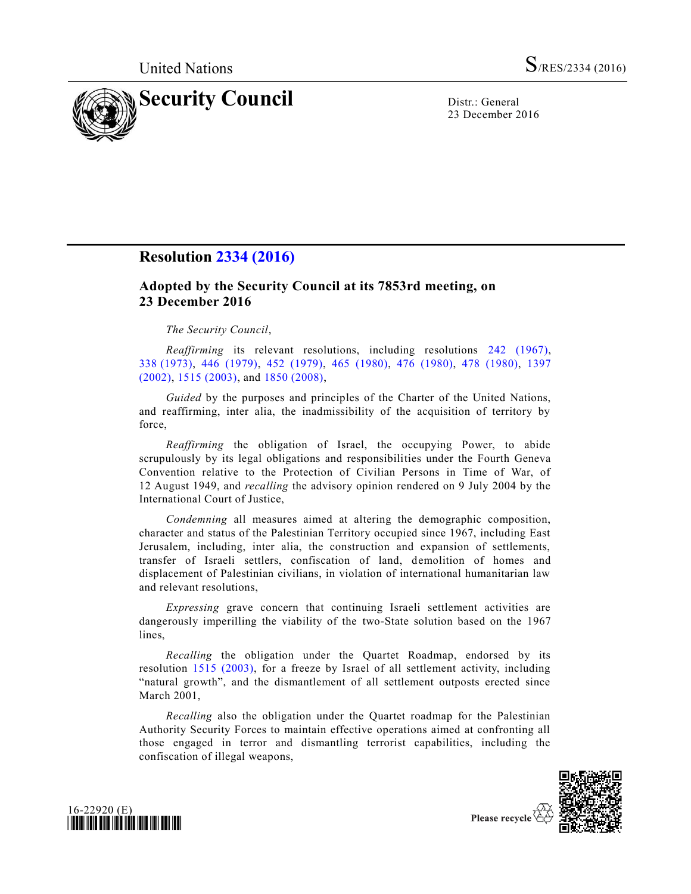United Nations S/RES/2334 (2016)

# Security Council

Distr.: General
23 December 2016

## Resolution 2334 (2016)

### Adopted by the Security Council at its 7853rd meeting, on 23 December 2016

*The Security Council*,

*Reaffirming* its relevant resolutions, including resolutions 242 (1967), 338 (1973), 446 (1979), 452 (1979), 465 (1980), 476 (1980), 478 (1980), 1397 (2002), 1515 (2003), and 1850 (2008),

*Guided* by the purposes and principles of the Charter of the United Nations, and reaffirming, inter alia, the inadmissibility of the acquisition of territory by force,

*Reaffirming* the obligation of Israel, the occupying Power, to abide scrupulously by its legal obligations and responsibilities under the Fourth Geneva Convention relative to the Protection of Civilian Persons in Time of War, of 12 August 1949, and *recalling* the advisory opinion rendered on 9 July 2004 by the International Court of Justice,

*Condemning* all measures aimed at altering the demographic composition, character and status of the Palestinian Territory occupied since 1967, including East Jerusalem, including, inter alia, the construction and expansion of settlements, transfer of Israeli settlers, confiscation of land, demolition of homes and displacement of Palestinian civilians, in violation of international humanitarian law and relevant resolutions,

*Expressing* grave concern that continuing Israeli settlement activities are dangerously imperilling the viability of the two-State solution based on the 1967 lines,

*Recalling* the obligation under the Quartet Roadmap, endorsed by its resolution 1515 (2003), for a freeze by Israel of all settlement activity, including "natural growth", and the dismantlement of all settlement outposts erected since March 2001,

*Recalling* also the obligation under the Quartet roadmap for the Palestinian Authority Security Forces to maintain effective operations aimed at confronting all those engaged in terror and dismantling terrorist capabilities, including the confiscation of illegal weapons,

16-22920 (E)

Please recycle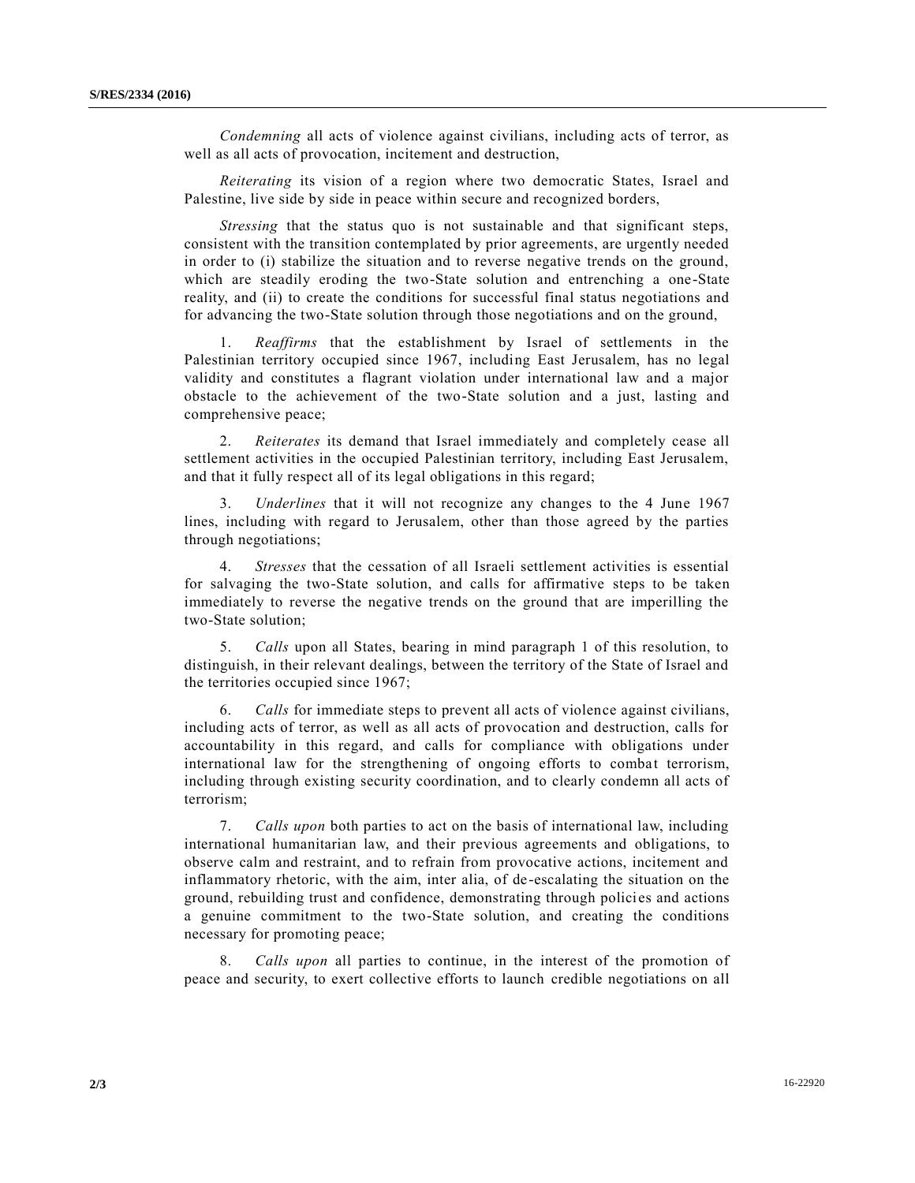*Condemning* all acts of violence against civilians, including acts of terror, as well as all acts of provocation, incitement and destruction,

*Reiterating* its vision of a region where two democratic States, Israel and Palestine, live side by side in peace within secure and recognized borders,

*Stressing* that the status quo is not sustainable and that significant steps, consistent with the transition contemplated by prior agreements, are urgently needed in order to (i) stabilize the situation and to reverse negative trends on the ground, which are steadily eroding the two-State solution and entrenching a one-State reality, and (ii) to create the conditions for successful final status negotiations and for advancing the two-State solution through those negotiations and on the ground,

1. *Reaffirms* that the establishment by Israel of settlements in the Palestinian territory occupied since 1967, including East Jerusalem, has no legal validity and constitutes a flagrant violation under international law and a major obstacle to the achievement of the two-State solution and a just, lasting and comprehensive peace;

2. *Reiterates* its demand that Israel immediately and completely cease all settlement activities in the occupied Palestinian territory, including East Jerusalem, and that it fully respect all of its legal obligations in this regard;

3. *Underlines* that it will not recognize any changes to the 4 June 1967 lines, including with regard to Jerusalem, other than those agreed by the parties through negotiations;

4. *Stresses* that the cessation of all Israeli settlement activities is essential for salvaging the two-State solution, and calls for affirmative steps to be taken immediately to reverse the negative trends on the ground that are imperilling the two-State solution;

5. *Calls* upon all States, bearing in mind paragraph 1 of this resolution, to distinguish, in their relevant dealings, between the territory of the State of Israel and the territories occupied since 1967;

6. *Calls* for immediate steps to prevent all acts of violence against civilians, including acts of terror, as well as all acts of provocation and destruction, calls for accountability in this regard, and calls for compliance with obligations under international law for the strengthening of ongoing efforts to combat terrorism, including through existing security coordination, and to clearly condemn all acts of terrorism;

7. *Calls upon* both parties to act on the basis of international law, including international humanitarian law, and their previous agreements and obligations, to observe calm and restraint, and to refrain from provocative actions, incitement and inflammatory rhetoric, with the aim, inter alia, of de-escalating the situation on the ground, rebuilding trust and confidence, demonstrating through policies and actions a genuine commitment to the two-State solution, and creating the conditions necessary for promoting peace;

8. *Calls upon* all parties to continue, in the interest of the promotion of peace and security, to exert collective efforts to launch credible negotiations on all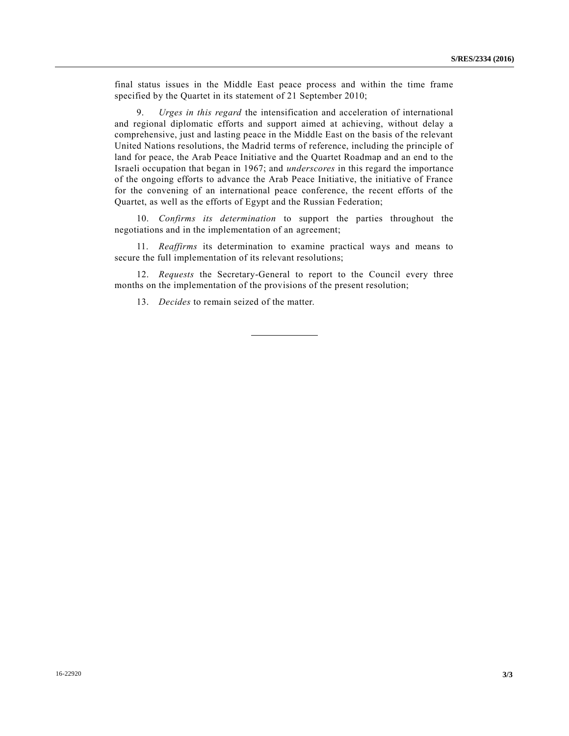final status issues in the Middle East peace process and within the time frame specified by the Quartet in its statement of 21 September 2010;

9. *Urges in this regard* the intensification and acceleration of international and regional diplomatic efforts and support aimed at achieving, without delay a comprehensive, just and lasting peace in the Middle East on the basis of the relevant United Nations resolutions, the Madrid terms of reference, including the principle of land for peace, the Arab Peace Initiative and the Quartet Roadmap and an end to the Israeli occupation that began in 1967; and *underscores* in this regard the importance of the ongoing efforts to advance the Arab Peace Initiative, the initiative of France for the convening of an international peace conference, the recent efforts of the Quartet, as well as the efforts of Egypt and the Russian Federation;

10. *Confirms its determination* to support the parties throughout the negotiations and in the implementation of an agreement;

11. *Reaffirms* its determination to examine practical ways and means to secure the full implementation of its relevant resolutions;

12. *Requests* the Secretary-General to report to the Council every three months on the implementation of the provisions of the present resolution;

13. *Decides* to remain seized of the matter.